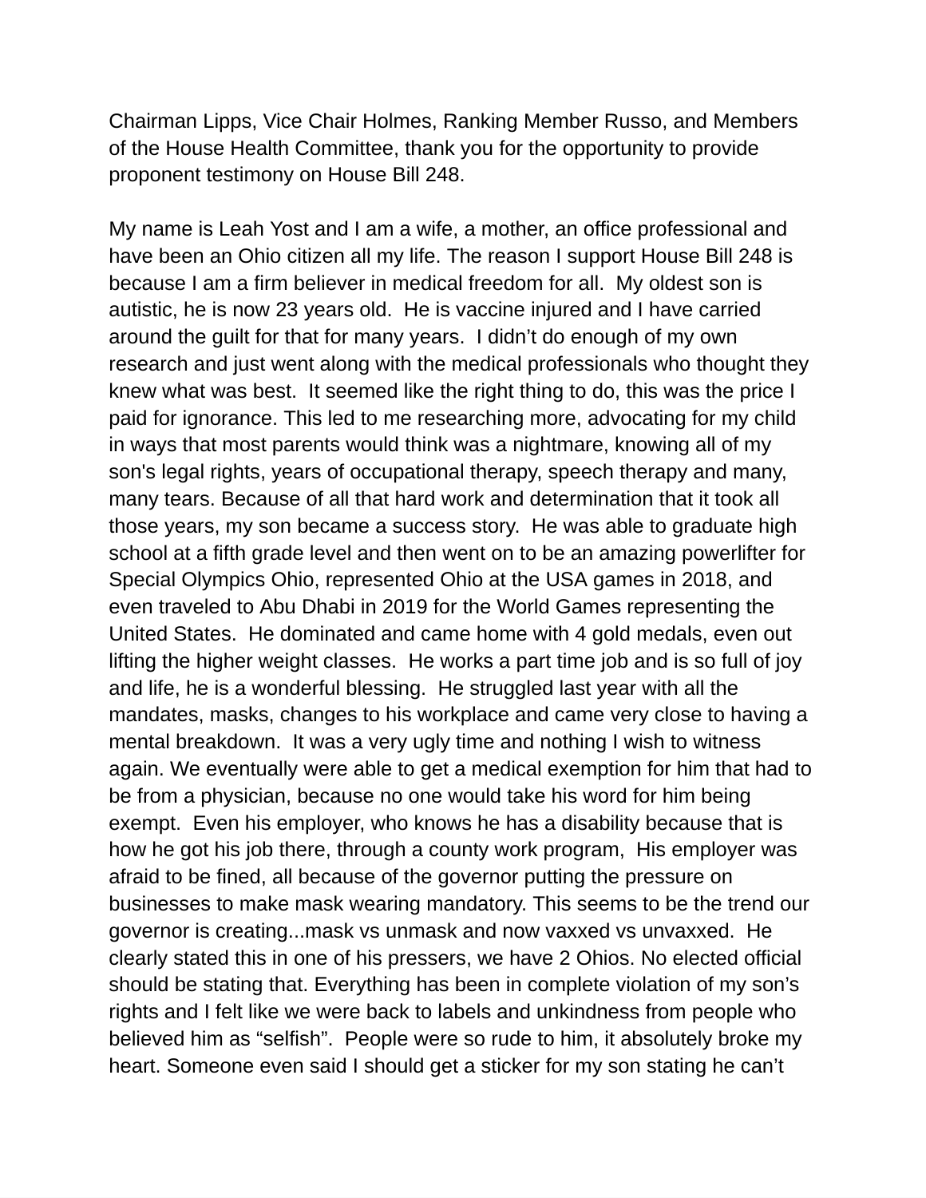Chairman Lipps, Vice Chair Holmes, Ranking Member Russo, and Members of the House Health Committee, thank you for the opportunity to provide proponent testimony on House Bill 248.

My name is Leah Yost and I am a wife, a mother, an office professional and have been an Ohio citizen all my life. The reason I support House Bill 248 is because I am a firm believer in medical freedom for all. My oldest son is autistic, he is now 23 years old. He is vaccine injured and I have carried around the guilt for that for many years. I didn't do enough of my own research and just went along with the medical professionals who thought they knew what was best. It seemed like the right thing to do, this was the price I paid for ignorance. This led to me researching more, advocating for my child in ways that most parents would think was a nightmare, knowing all of my son's legal rights, years of occupational therapy, speech therapy and many, many tears. Because of all that hard work and determination that it took all those years, my son became a success story. He was able to graduate high school at a fifth grade level and then went on to be an amazing powerlifter for Special Olympics Ohio, represented Ohio at the USA games in 2018, and even traveled to Abu Dhabi in 2019 for the World Games representing the United States. He dominated and came home with 4 gold medals, even out lifting the higher weight classes. He works a part time job and is so full of joy and life, he is a wonderful blessing. He struggled last year with all the mandates, masks, changes to his workplace and came very close to having a mental breakdown. It was a very ugly time and nothing I wish to witness again. We eventually were able to get a medical exemption for him that had to be from a physician, because no one would take his word for him being exempt. Even his employer, who knows he has a disability because that is how he got his job there, through a county work program, His employer was afraid to be fined, all because of the governor putting the pressure on businesses to make mask wearing mandatory. This seems to be the trend our governor is creating...mask vs unmask and now vaxxed vs unvaxxed. He clearly stated this in one of his pressers, we have 2 Ohios. No elected official should be stating that. Everything has been in complete violation of my son's rights and I felt like we were back to labels and unkindness from people who believed him as "selfish". People were so rude to him, it absolutely broke my heart. Someone even said I should get a sticker for my son stating he can't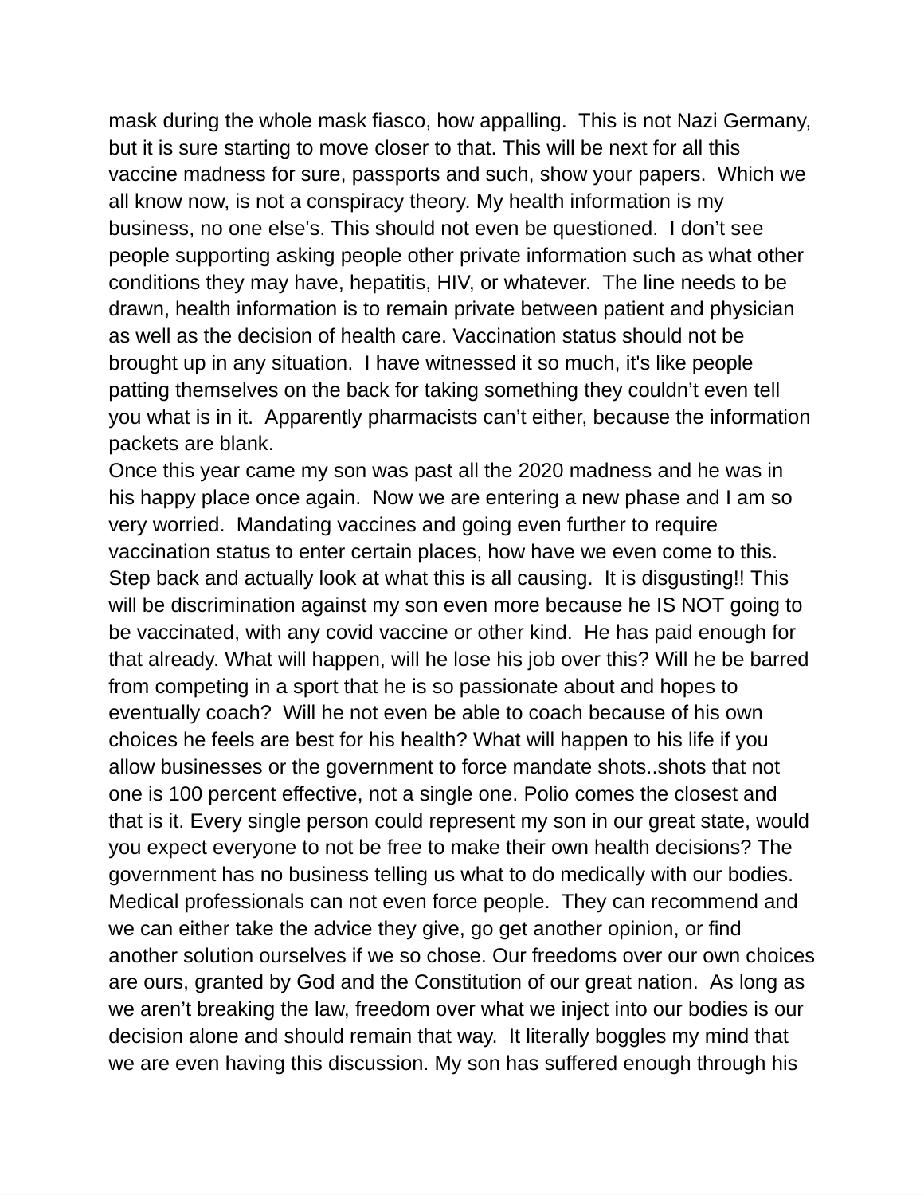mask during the whole mask fiasco, how appalling. This is not Nazi Germany, but it is sure starting to move closer to that. This will be next for all this vaccine madness for sure, passports and such, show your papers. Which we all know now, is not a conspiracy theory. My health information is my business, no one else's. This should not even be questioned. I don't see people supporting asking people other private information such as what other conditions they may have, hepatitis, HIV, or whatever. The line needs to be drawn, health information is to remain private between patient and physician as well as the decision of health care. Vaccination status should not be brought up in any situation. I have witnessed it so much, it's like people patting themselves on the back for taking something they couldn't even tell you what is in it. Apparently pharmacists can't either, because the information packets are blank.

Once this year came my son was past all the 2020 madness and he was in his happy place once again. Now we are entering a new phase and I am so very worried. Mandating vaccines and going even further to require vaccination status to enter certain places, how have we even come to this. Step back and actually look at what this is all causing. It is disgusting!! This will be discrimination against my son even more because he IS NOT going to be vaccinated, with any covid vaccine or other kind. He has paid enough for that already. What will happen, will he lose his job over this? Will he be barred from competing in a sport that he is so passionate about and hopes to eventually coach? Will he not even be able to coach because of his own choices he feels are best for his health? What will happen to his life if you allow businesses or the government to force mandate shots..shots that not one is 100 percent effective, not a single one. Polio comes the closest and that is it. Every single person could represent my son in our great state, would you expect everyone to not be free to make their own health decisions? The government has no business telling us what to do medically with our bodies. Medical professionals can not even force people. They can recommend and we can either take the advice they give, go get another opinion, or find another solution ourselves if we so chose. Our freedoms over our own choices are ours, granted by God and the Constitution of our great nation. As long as we aren't breaking the law, freedom over what we inject into our bodies is our decision alone and should remain that way. It literally boggles my mind that we are even having this discussion. My son has suffered enough through his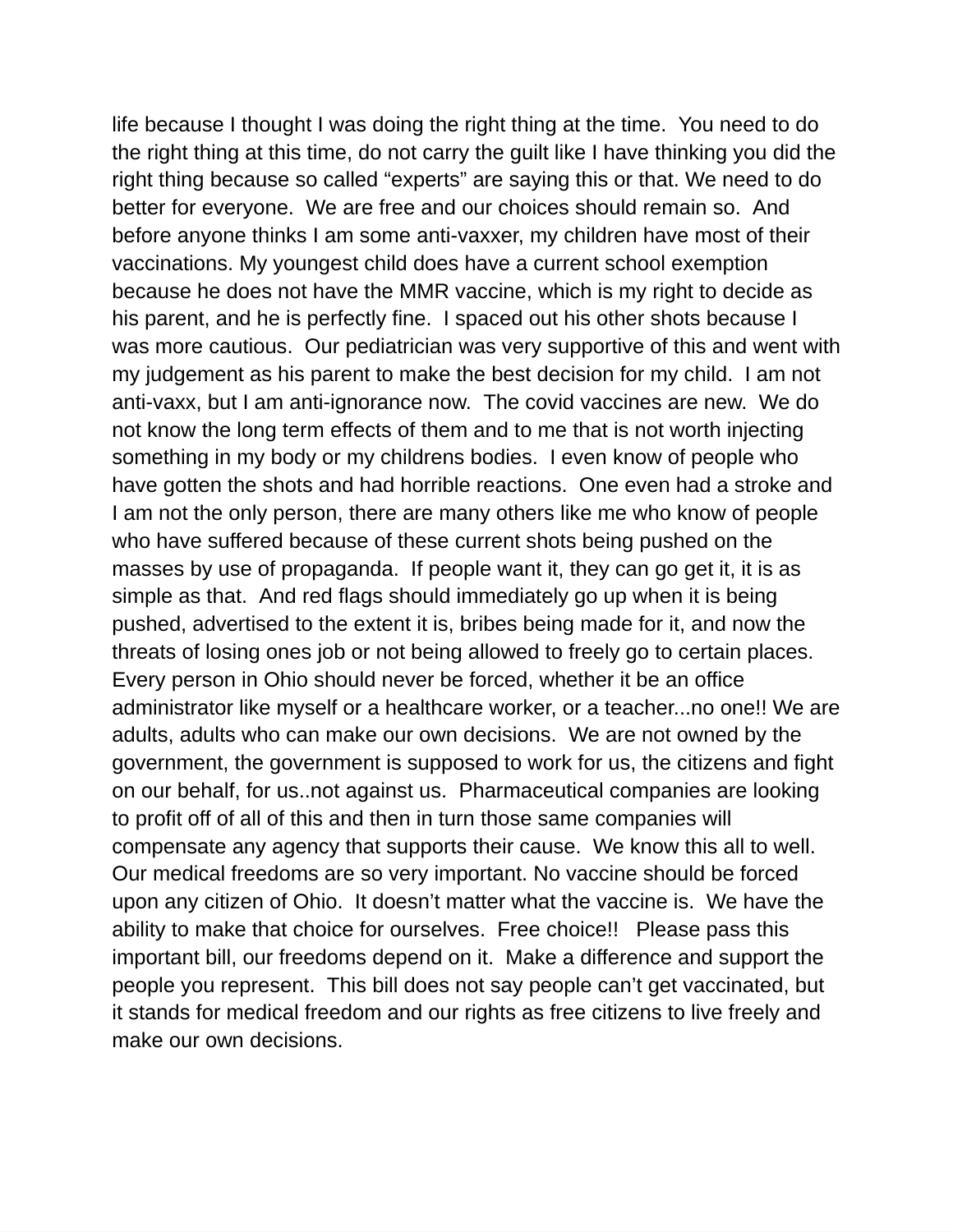life because I thought I was doing the right thing at the time. You need to do the right thing at this time, do not carry the guilt like I have thinking you did the right thing because so called "experts" are saying this or that. We need to do better for everyone. We are free and our choices should remain so. And before anyone thinks I am some anti-vaxxer, my children have most of their vaccinations. My youngest child does have a current school exemption because he does not have the MMR vaccine, which is my right to decide as his parent, and he is perfectly fine. I spaced out his other shots because I was more cautious. Our pediatrician was very supportive of this and went with my judgement as his parent to make the best decision for my child. I am not anti-vaxx, but I am anti-ignorance now. The covid vaccines are new. We do not know the long term effects of them and to me that is not worth injecting something in my body or my childrens bodies. I even know of people who have gotten the shots and had horrible reactions. One even had a stroke and I am not the only person, there are many others like me who know of people who have suffered because of these current shots being pushed on the masses by use of propaganda. If people want it, they can go get it, it is as simple as that. And red flags should immediately go up when it is being pushed, advertised to the extent it is, bribes being made for it, and now the threats of losing ones job or not being allowed to freely go to certain places. Every person in Ohio should never be forced, whether it be an office administrator like myself or a healthcare worker, or a teacher...no one!! We are adults, adults who can make our own decisions. We are not owned by the government, the government is supposed to work for us, the citizens and fight on our behalf, for us..not against us. Pharmaceutical companies are looking to profit off of all of this and then in turn those same companies will compensate any agency that supports their cause. We know this all to well. Our medical freedoms are so very important. No vaccine should be forced upon any citizen of Ohio. It doesn't matter what the vaccine is. We have the ability to make that choice for ourselves. Free choice!! Please pass this important bill, our freedoms depend on it. Make a difference and support the people you represent. This bill does not say people can't get vaccinated, but it stands for medical freedom and our rights as free citizens to live freely and make our own decisions.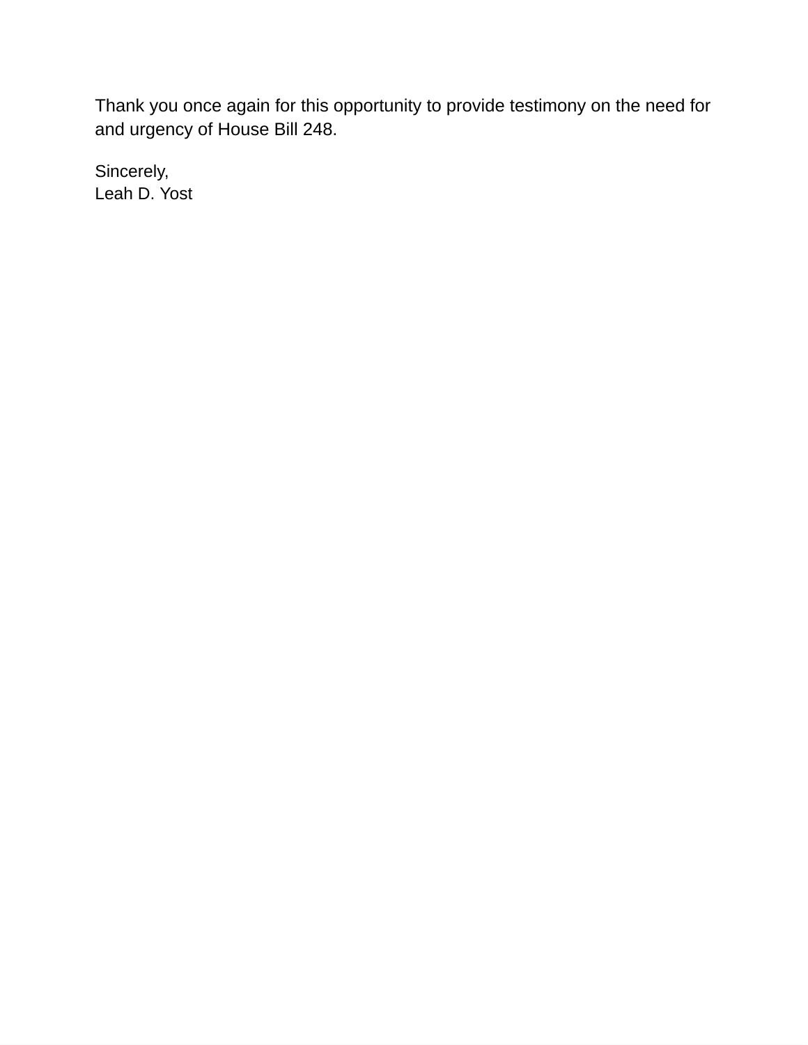Thank you once again for this opportunity to provide testimony on the need for and urgency of House Bill 248.

Sincerely,
Leah D. Yost